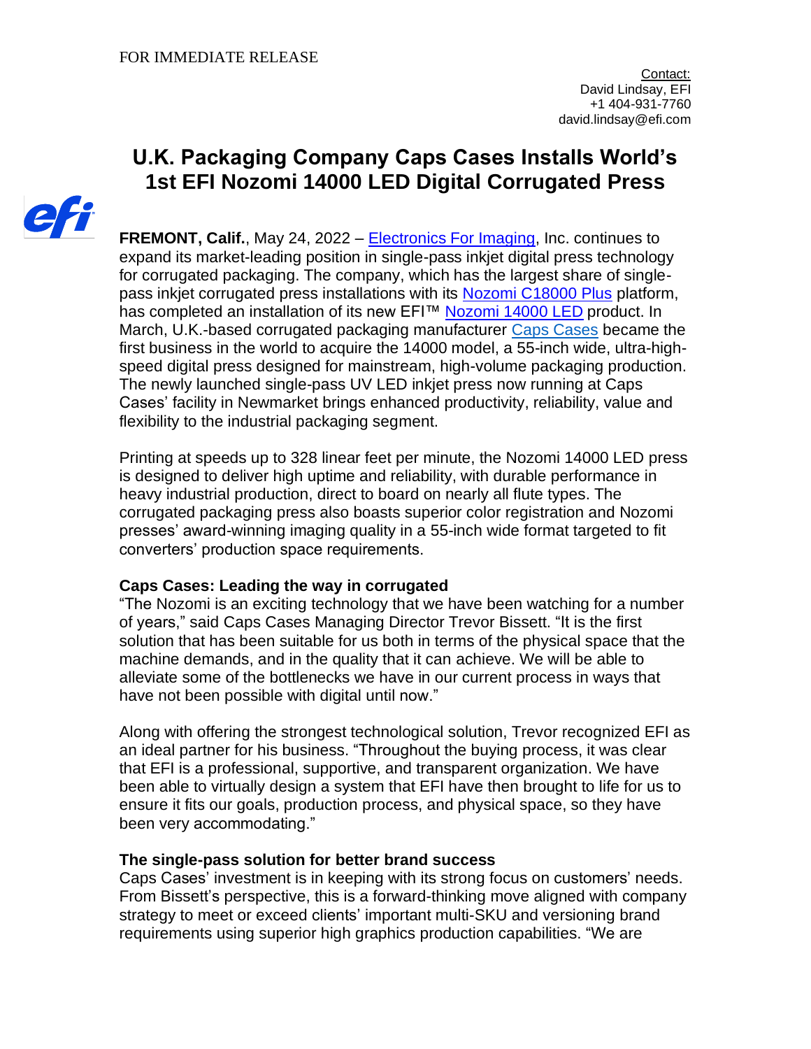FOR IMMEDIATE RELEASE

Contact:
David Lindsay, EFI
+1 404-931-7760
david.lindsay@efi.com

# U.K. Packaging Company Caps Cases Installs World's 1st EFI Nozomi 14000 LED Digital Corrugated Press

**FREMONT, Calif.**, May 24, 2022 – Electronics For Imaging, Inc. continues to expand its market-leading position in single-pass inkjet digital press technology for corrugated packaging. The company, which has the largest share of single-pass inkjet corrugated press installations with its Nozomi C18000 Plus platform, has completed an installation of its new EFI™ Nozomi 14000 LED product. In March, U.K.-based corrugated packaging manufacturer Caps Cases became the first business in the world to acquire the 14000 model, a 55-inch wide, ultra-high-speed digital press designed for mainstream, high-volume packaging production. The newly launched single-pass UV LED inkjet press now running at Caps Cases' facility in Newmarket brings enhanced productivity, reliability, value and flexibility to the industrial packaging segment.

Printing at speeds up to 328 linear feet per minute, the Nozomi 14000 LED press is designed to deliver high uptime and reliability, with durable performance in heavy industrial production, direct to board on nearly all flute types. The corrugated packaging press also boasts superior color registration and Nozomi presses' award-winning imaging quality in a 55-inch wide format targeted to fit converters' production space requirements.

**Caps Cases: Leading the way in corrugated**

"The Nozomi is an exciting technology that we have been watching for a number of years," said Caps Cases Managing Director Trevor Bissett. "It is the first solution that has been suitable for us both in terms of the physical space that the machine demands, and in the quality that it can achieve. We will be able to alleviate some of the bottlenecks we have in our current process in ways that have not been possible with digital until now."

Along with offering the strongest technological solution, Trevor recognized EFI as an ideal partner for his business. "Throughout the buying process, it was clear that EFI is a professional, supportive, and transparent organization. We have been able to virtually design a system that EFI have then brought to life for us to ensure it fits our goals, production process, and physical space, so they have been very accommodating."

**The single-pass solution for better brand success**

Caps Cases' investment is in keeping with its strong focus on customers' needs. From Bissett's perspective, this is a forward-thinking move aligned with company strategy to meet or exceed clients' important multi-SKU and versioning brand requirements using superior high graphics production capabilities. "We are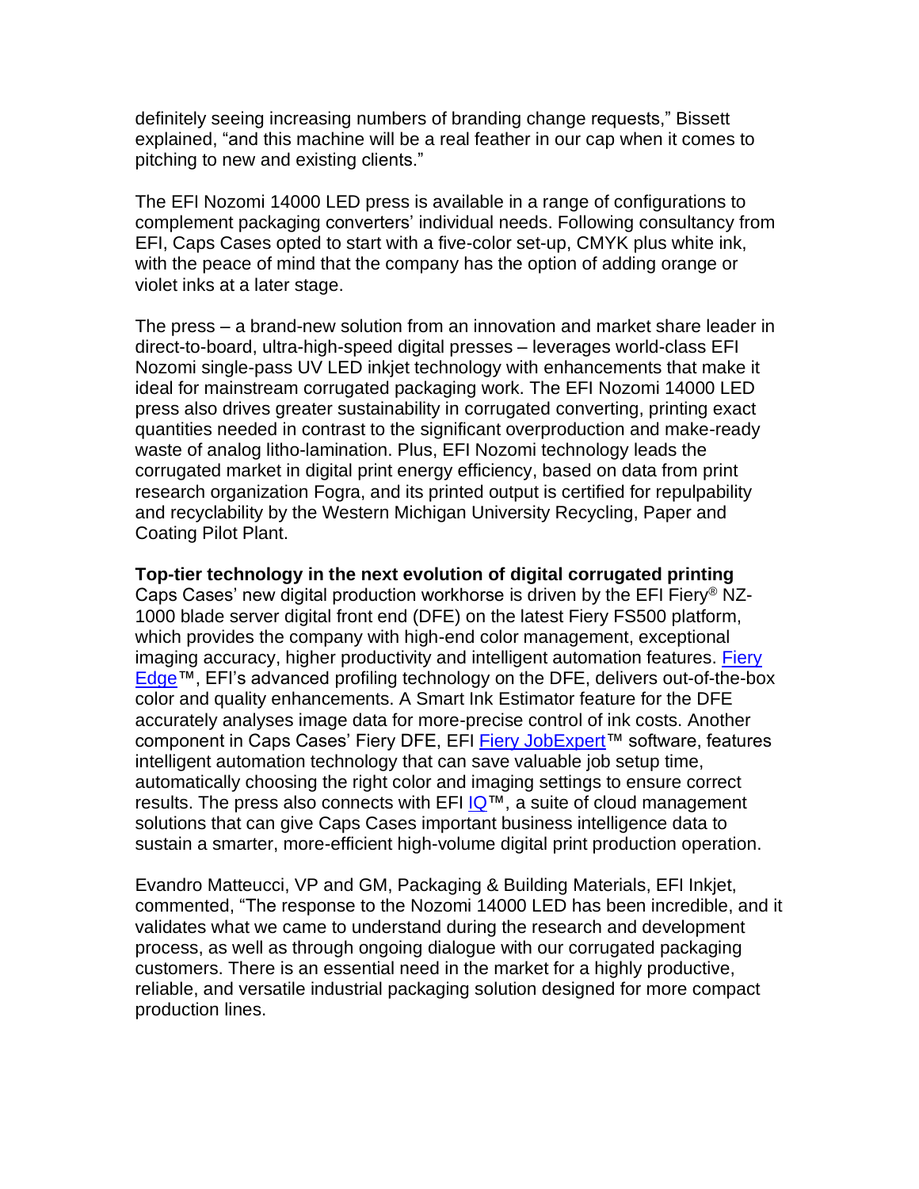definitely seeing increasing numbers of branding change requests," Bissett explained, "and this machine will be a real feather in our cap when it comes to pitching to new and existing clients."

The EFI Nozomi 14000 LED press is available in a range of configurations to complement packaging converters' individual needs. Following consultancy from EFI, Caps Cases opted to start with a five-color set-up, CMYK plus white ink, with the peace of mind that the company has the option of adding orange or violet inks at a later stage.

The press – a brand-new solution from an innovation and market share leader in direct-to-board, ultra-high-speed digital presses – leverages world-class EFI Nozomi single-pass UV LED inkjet technology with enhancements that make it ideal for mainstream corrugated packaging work. The EFI Nozomi 14000 LED press also drives greater sustainability in corrugated converting, printing exact quantities needed in contrast to the significant overproduction and make-ready waste of analog litho-lamination. Plus, EFI Nozomi technology leads the corrugated market in digital print energy efficiency, based on data from print research organization Fogra, and its printed output is certified for repulpability and recyclability by the Western Michigan University Recycling, Paper and Coating Pilot Plant.

**Top-tier technology in the next evolution of digital corrugated printing**

Caps Cases' new digital production workhorse is driven by the EFI Fiery® NZ-1000 blade server digital front end (DFE) on the latest Fiery FS500 platform, which provides the company with high-end color management, exceptional imaging accuracy, higher productivity and intelligent automation features. Fiery Edge™, EFI's advanced profiling technology on the DFE, delivers out-of-the-box color and quality enhancements. A Smart Ink Estimator feature for the DFE accurately analyses image data for more-precise control of ink costs. Another component in Caps Cases' Fiery DFE, EFI Fiery JobExpert™ software, features intelligent automation technology that can save valuable job setup time, automatically choosing the right color and imaging settings to ensure correct results. The press also connects with EFI IQ™, a suite of cloud management solutions that can give Caps Cases important business intelligence data to sustain a smarter, more-efficient high-volume digital print production operation.

Evandro Matteucci, VP and GM, Packaging & Building Materials, EFI Inkjet, commented, "The response to the Nozomi 14000 LED has been incredible, and it validates what we came to understand during the research and development process, as well as through ongoing dialogue with our corrugated packaging customers. There is an essential need in the market for a highly productive, reliable, and versatile industrial packaging solution designed for more compact production lines.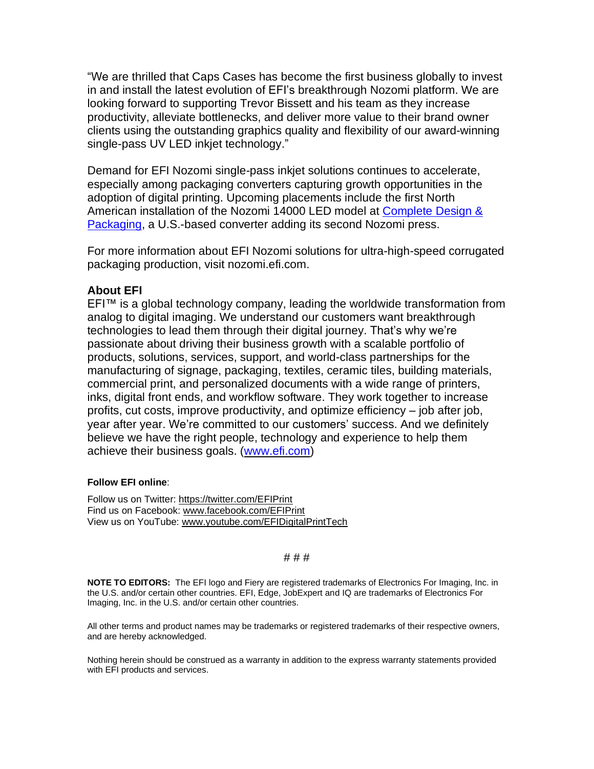"We are thrilled that Caps Cases has become the first business globally to invest in and install the latest evolution of EFI's breakthrough Nozomi platform. We are looking forward to supporting Trevor Bissett and his team as they increase productivity, alleviate bottlenecks, and deliver more value to their brand owner clients using the outstanding graphics quality and flexibility of our award-winning single-pass UV LED inkjet technology."

Demand for EFI Nozomi single-pass inkjet solutions continues to accelerate, especially among packaging converters capturing growth opportunities in the adoption of digital printing. Upcoming placements include the first North American installation of the Nozomi 14000 LED model at Complete Design & Packaging, a U.S.-based converter adding its second Nozomi press.

For more information about EFI Nozomi solutions for ultra-high-speed corrugated packaging production, visit nozomi.efi.com.

## About EFI

EFI™ is a global technology company, leading the worldwide transformation from analog to digital imaging. We understand our customers want breakthrough technologies to lead them through their digital journey. That's why we're passionate about driving their business growth with a scalable portfolio of products, solutions, services, support, and world-class partnerships for the manufacturing of signage, packaging, textiles, ceramic tiles, building materials, commercial print, and personalized documents with a wide range of printers, inks, digital front ends, and workflow software. They work together to increase profits, cut costs, improve productivity, and optimize efficiency – job after job, year after year. We're committed to our customers' success. And we definitely believe we have the right people, technology and experience to help them achieve their business goals. (www.efi.com)

**Follow EFI online**:

Follow us on Twitter: https://twitter.com/EFIPrint
Find us on Facebook: www.facebook.com/EFIPrint
View us on YouTube: www.youtube.com/EFIDigitalPrintTech

# # #

**NOTE TO EDITORS:** The EFI logo and Fiery are registered trademarks of Electronics For Imaging, Inc. in the U.S. and/or certain other countries. EFI, Edge, JobExpert and IQ are trademarks of Electronics For Imaging, Inc. in the U.S. and/or certain other countries.

All other terms and product names may be trademarks or registered trademarks of their respective owners, and are hereby acknowledged.

Nothing herein should be construed as a warranty in addition to the express warranty statements provided with EFI products and services.